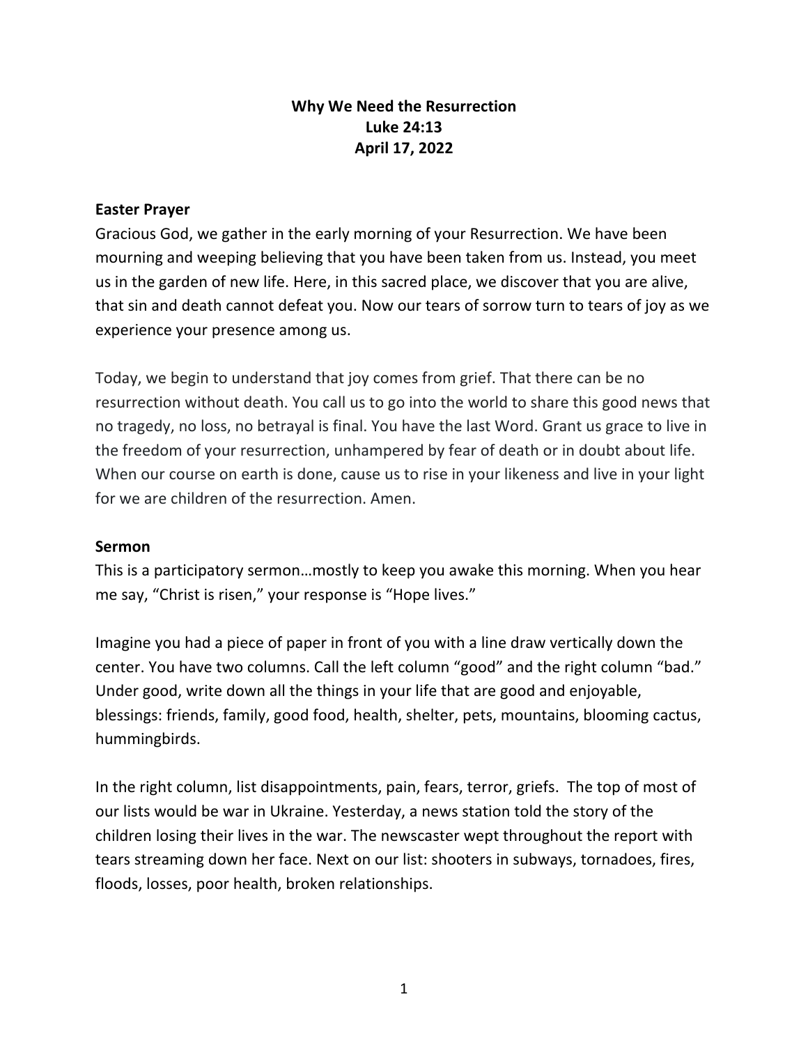**Why We Need the Resurrection**
**Luke 24:13**
**April 17, 2022**

**Easter Prayer**

Gracious God, we gather in the early morning of your Resurrection. We have been mourning and weeping believing that you have been taken from us. Instead, you meet us in the garden of new life. Here, in this sacred place, we discover that you are alive, that sin and death cannot defeat you. Now our tears of sorrow turn to tears of joy as we experience your presence among us.

Today, we begin to understand that joy comes from grief. That there can be no resurrection without death. You call us to go into the world to share this good news that no tragedy, no loss, no betrayal is final. You have the last Word. Grant us grace to live in the freedom of your resurrection, unhampered by fear of death or in doubt about life. When our course on earth is done, cause us to rise in your likeness and live in your light for we are children of the resurrection. Amen.

**Sermon**

This is a participatory sermon…mostly to keep you awake this morning. When you hear me say, "Christ is risen," your response is "Hope lives."

Imagine you had a piece of paper in front of you with a line draw vertically down the center. You have two columns. Call the left column "good" and the right column "bad." Under good, write down all the things in your life that are good and enjoyable, blessings: friends, family, good food, health, shelter, pets, mountains, blooming cactus, hummingbirds.

In the right column, list disappointments, pain, fears, terror, griefs. The top of most of our lists would be war in Ukraine. Yesterday, a news station told the story of the children losing their lives in the war. The newscaster wept throughout the report with tears streaming down her face. Next on our list: shooters in subways, tornadoes, fires, floods, losses, poor health, broken relationships.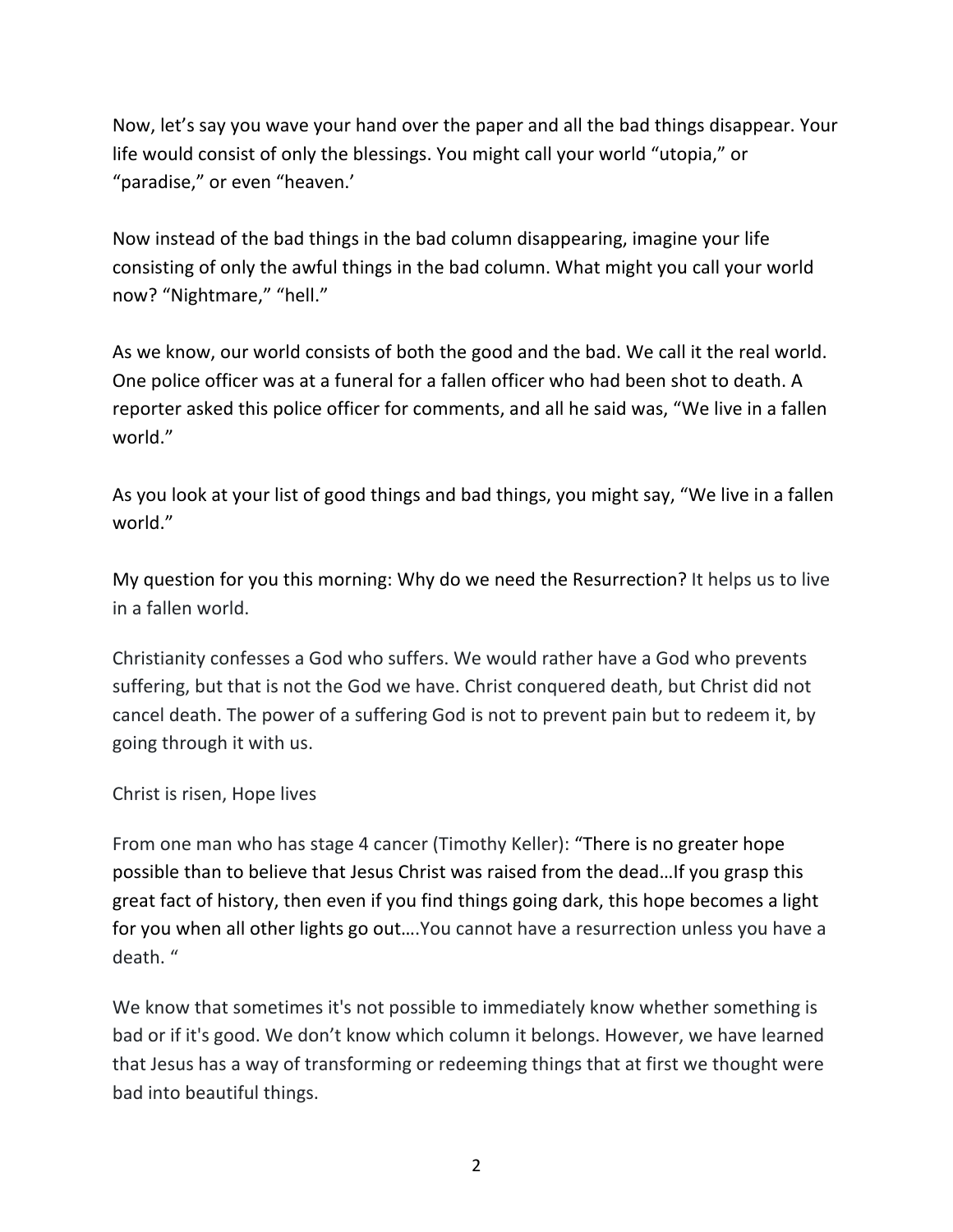Now, let's say you wave your hand over the paper and all the bad things disappear. Your life would consist of only the blessings. You might call your world "utopia," or "paradise," or even "heaven.'

Now instead of the bad things in the bad column disappearing, imagine your life consisting of only the awful things in the bad column. What might you call your world now? "Nightmare," "hell."

As we know, our world consists of both the good and the bad. We call it the real world. One police officer was at a funeral for a fallen officer who had been shot to death. A reporter asked this police officer for comments, and all he said was, "We live in a fallen world."

As you look at your list of good things and bad things, you might say, "We live in a fallen world."

My question for you this morning: Why do we need the Resurrection? It helps us to live in a fallen world.

Christianity confesses a God who suffers. We would rather have a God who prevents suffering, but that is not the God we have. Christ conquered death, but Christ did not cancel death. The power of a suffering God is not to prevent pain but to redeem it, by going through it with us.

Christ is risen, Hope lives

From one man who has stage 4 cancer (Timothy Keller): "There is no greater hope possible than to believe that Jesus Christ was raised from the dead…If you grasp this great fact of history, then even if you find things going dark, this hope becomes a light for you when all other lights go out….You cannot have a resurrection unless you have a death. "

We know that sometimes it's not possible to immediately know whether something is bad or if it's good. We don't know which column it belongs. However, we have learned that Jesus has a way of transforming or redeeming things that at first we thought were bad into beautiful things.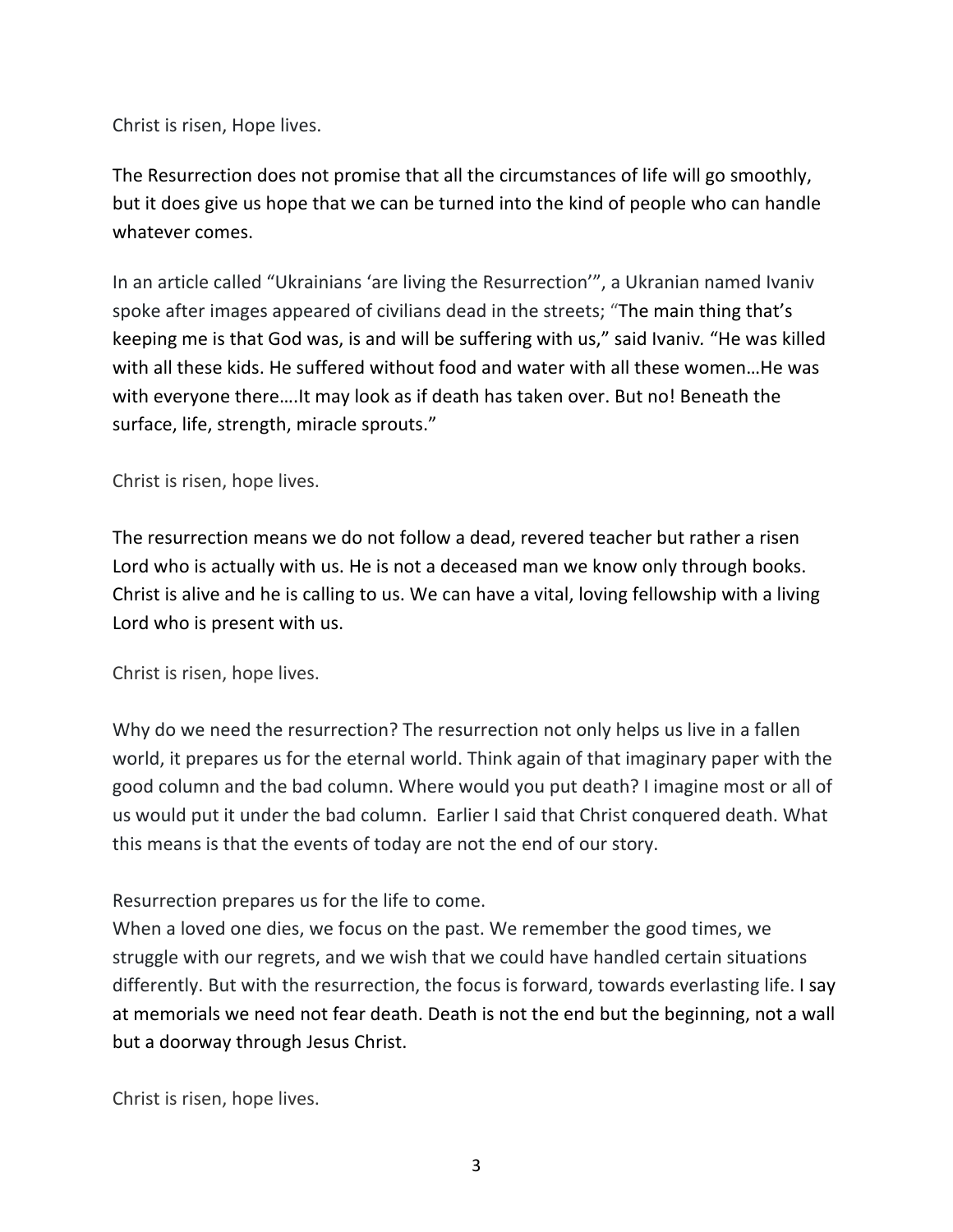Christ is risen, Hope lives.

The Resurrection does not promise that all the circumstances of life will go smoothly, but it does give us hope that we can be turned into the kind of people who can handle whatever comes.

In an article called "Ukrainians 'are living the Resurrection'", a Ukranian named Ivaniv spoke after images appeared of civilians dead in the streets; "The main thing that's keeping me is that God was, is and will be suffering with us," said Ivaniv. "He was killed with all these kids. He suffered without food and water with all these women…He was with everyone there….It may look as if death has taken over. But no! Beneath the surface, life, strength, miracle sprouts."

Christ is risen, hope lives.

The resurrection means we do not follow a dead, revered teacher but rather a risen Lord who is actually with us. He is not a deceased man we know only through books. Christ is alive and he is calling to us. We can have a vital, loving fellowship with a living Lord who is present with us.

Christ is risen, hope lives.

Why do we need the resurrection? The resurrection not only helps us live in a fallen world, it prepares us for the eternal world. Think again of that imaginary paper with the good column and the bad column. Where would you put death? I imagine most or all of us would put it under the bad column. Earlier I said that Christ conquered death. What this means is that the events of today are not the end of our story.

Resurrection prepares us for the life to come.
When a loved one dies, we focus on the past. We remember the good times, we struggle with our regrets, and we wish that we could have handled certain situations differently. But with the resurrection, the focus is forward, towards everlasting life. I say at memorials we need not fear death. Death is not the end but the beginning, not a wall but a doorway through Jesus Christ.

Christ is risen, hope lives.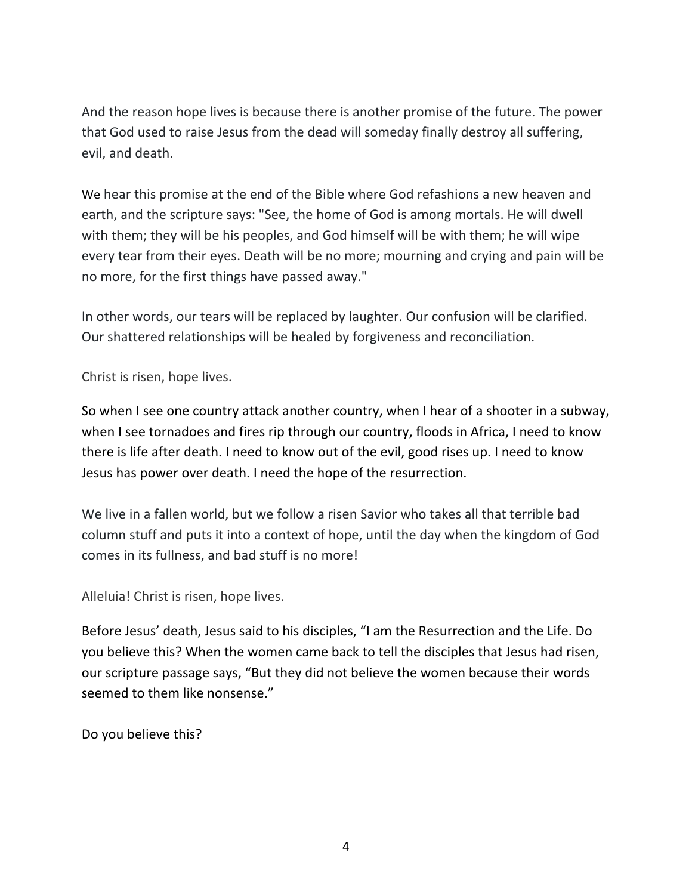And the reason hope lives is because there is another promise of the future. The power that God used to raise Jesus from the dead will someday finally destroy all suffering, evil, and death.

We hear this promise at the end of the Bible where God refashions a new heaven and earth, and the scripture says: "See, the home of God is among mortals. He will dwell with them; they will be his peoples, and God himself will be with them; he will wipe every tear from their eyes. Death will be no more; mourning and crying and pain will be no more, for the first things have passed away."

In other words, our tears will be replaced by laughter. Our confusion will be clarified. Our shattered relationships will be healed by forgiveness and reconciliation.

Christ is risen, hope lives.

So when I see one country attack another country, when I hear of a shooter in a subway, when I see tornadoes and fires rip through our country, floods in Africa, I need to know there is life after death. I need to know out of the evil, good rises up. I need to know Jesus has power over death. I need the hope of the resurrection.

We live in a fallen world, but we follow a risen Savior who takes all that terrible bad column stuff and puts it into a context of hope, until the day when the kingdom of God comes in its fullness, and bad stuff is no more!

Alleluia! Christ is risen, hope lives.

Before Jesus' death, Jesus said to his disciples, "I am the Resurrection and the Life. Do you believe this? When the women came back to tell the disciples that Jesus had risen, our scripture passage says, "But they did not believe the women because their words seemed to them like nonsense."

Do you believe this?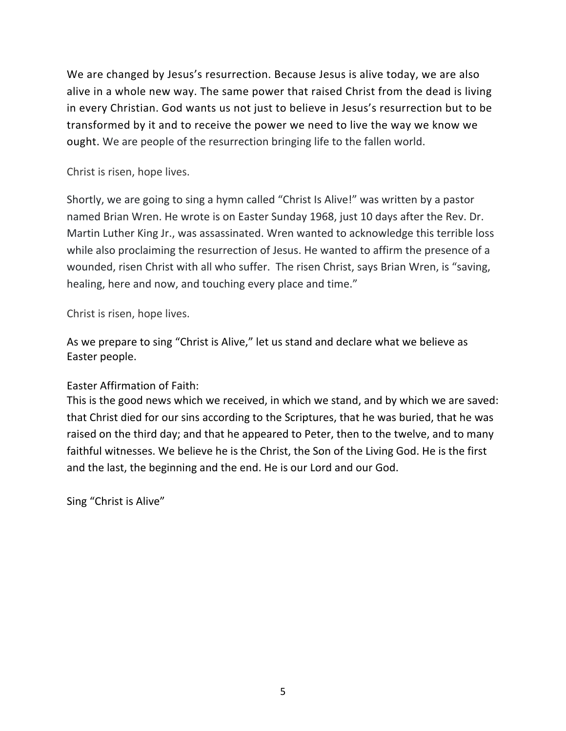We are changed by Jesus's resurrection. Because Jesus is alive today, we are also alive in a whole new way. The same power that raised Christ from the dead is living in every Christian. God wants us not just to believe in Jesus's resurrection but to be transformed by it and to receive the power we need to live the way we know we ought. We are people of the resurrection bringing life to the fallen world.

Christ is risen, hope lives.

Shortly, we are going to sing a hymn called "Christ Is Alive!" was written by a pastor named Brian Wren. He wrote is on Easter Sunday 1968, just 10 days after the Rev. Dr. Martin Luther King Jr., was assassinated. Wren wanted to acknowledge this terrible loss while also proclaiming the resurrection of Jesus. He wanted to affirm the presence of a wounded, risen Christ with all who suffer. The risen Christ, says Brian Wren, is "saving, healing, here and now, and touching every place and time."

Christ is risen, hope lives.

As we prepare to sing "Christ is Alive," let us stand and declare what we believe as Easter people.

Easter Affirmation of Faith:
This is the good news which we received, in which we stand, and by which we are saved: that Christ died for our sins according to the Scriptures, that he was buried, that he was raised on the third day; and that he appeared to Peter, then to the twelve, and to many faithful witnesses. We believe he is the Christ, the Son of the Living God. He is the first and the last, the beginning and the end. He is our Lord and our God.

Sing "Christ is Alive"